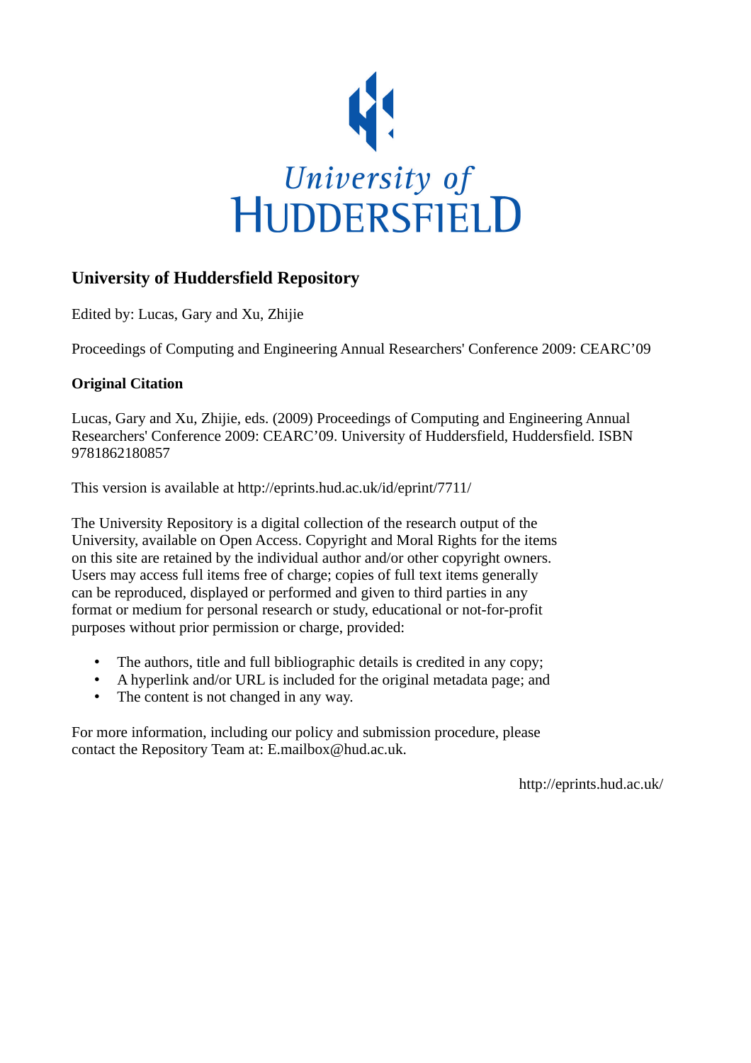University of
HUDDERSFIELD

## University of Huddersfield Repository

Edited by: Lucas, Gary and Xu, Zhijie

Proceedings of Computing and Engineering Annual Researchers' Conference 2009: CEARC'09

### Original Citation

Lucas, Gary and Xu, Zhijie, eds. (2009) Proceedings of Computing and Engineering Annual Researchers' Conference 2009: CEARC'09. University of Huddersfield, Huddersfield. ISBN 9781862180857

This version is available at http://eprints.hud.ac.uk/id/eprint/7711/

The University Repository is a digital collection of the research output of the University, available on Open Access. Copyright and Moral Rights for the items on this site are retained by the individual author and/or other copyright owners. Users may access full items free of charge; copies of full text items generally can be reproduced, displayed or performed and given to third parties in any format or medium for personal research or study, educational or not-for-profit purposes without prior permission or charge, provided:

- The authors, title and full bibliographic details is credited in any copy;
- A hyperlink and/or URL is included for the original metadata page; and
- The content is not changed in any way.

For more information, including our policy and submission procedure, please contact the Repository Team at: E.mailbox@hud.ac.uk.

http://eprints.hud.ac.uk/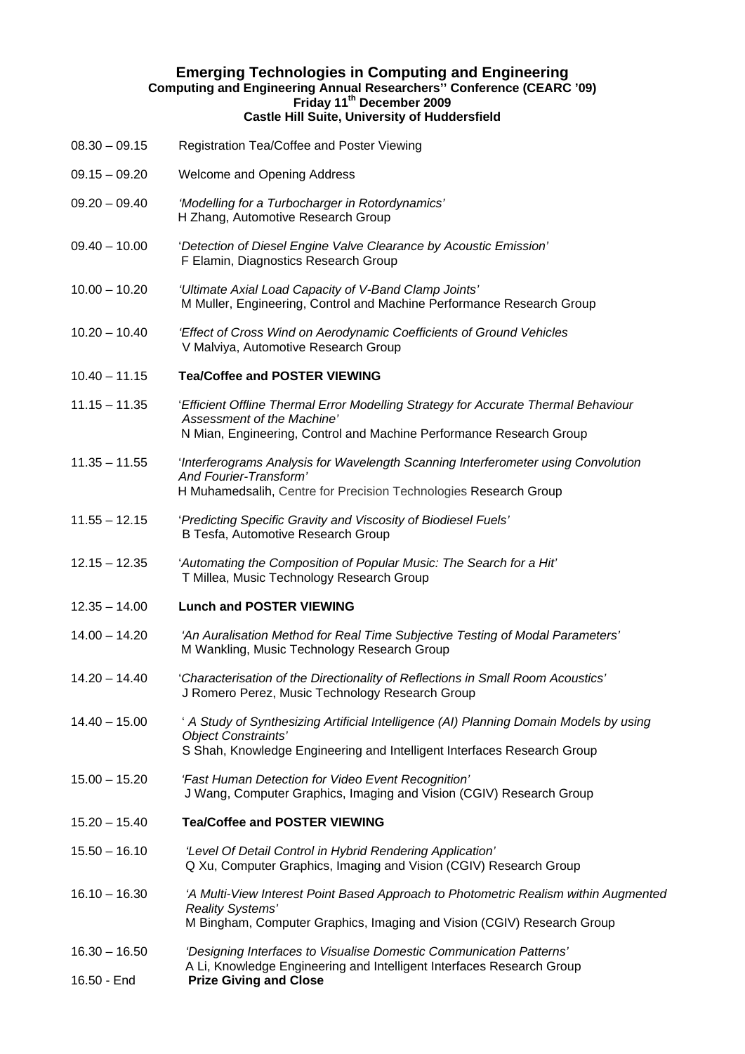# Emerging Technologies in Computing and Engineering

**Computing and Engineering Annual Researchers'' Conference (CEARC '09)**
**Friday 11th December 2009**
**Castle Hill Suite, University of Huddersfield**

| | |
|---|---|
| 08.30 – 09.15 | Registration Tea/Coffee and Poster Viewing |
| 09.15 – 09.20 | Welcome and Opening Address |
| 09.20 – 09.40 | *'Modelling for a Turbocharger in Rotordynamics'*<br>H Zhang, Automotive Research Group |
| 09.40 – 10.00 | '*Detection of Diesel Engine Valve Clearance by Acoustic Emission'*<br>F Elamin, Diagnostics Research Group |
| 10.00 – 10.20 | *'Ultimate Axial Load Capacity of V-Band Clamp Joints'*<br>M Muller, Engineering, Control and Machine Performance Research Group |
| 10.20 – 10.40 | *'Effect of Cross Wind on Aerodynamic Coefficients of Ground Vehicles*<br>V Malviya, Automotive Research Group |
| 10.40 – 11.15 | **Tea/Coffee and POSTER VIEWING** |
| 11.15 – 11.35 | '*Efficient Offline Thermal Error Modelling Strategy for Accurate Thermal Behaviour Assessment of the Machine'*<br>N Mian, Engineering, Control and Machine Performance Research Group |
| 11.35 – 11.55 | '*Interferograms Analysis for Wavelength Scanning Interferometer using Convolution And Fourier-Transform'*<br>H Muhamedsalih, Centre for Precision Technologies Research Group |
| 11.55 – 12.15 | '*Predicting Specific Gravity and Viscosity of Biodiesel Fuels'*<br>B Tesfa, Automotive Research Group |
| 12.15 – 12.35 | '*Automating the Composition of Popular Music: The Search for a Hit'*<br>T Millea, Music Technology Research Group |
| 12.35 – 14.00 | **Lunch and POSTER VIEWING** |
| 14.00 – 14.20 | *'An Auralisation Method for Real Time Subjective Testing of Modal Parameters'*<br>M Wankling, Music Technology Research Group |
| 14.20 – 14.40 | '*Characterisation of the Directionality of Reflections in Small Room Acoustics'*<br>J Romero Perez, Music Technology Research Group |
| 14.40 – 15.00 | ' *A Study of Synthesizing Artificial Intelligence (AI) Planning Domain Models by using Object Constraints'*<br>S Shah, Knowledge Engineering and Intelligent Interfaces Research Group |
| 15.00 – 15.20 | *'Fast Human Detection for Video Event Recognition'*<br>J Wang, Computer Graphics, Imaging and Vision (CGIV) Research Group |
| 15.20 – 15.40 | **Tea/Coffee and POSTER VIEWING** |
| 15.50 – 16.10 | *'Level Of Detail Control in Hybrid Rendering Application'*<br>Q Xu, Computer Graphics, Imaging and Vision (CGIV) Research Group |
| 16.10 – 16.30 | *'A Multi-View Interest Point Based Approach to Photometric Realism within Augmented Reality Systems'*<br>M Bingham, Computer Graphics, Imaging and Vision (CGIV) Research Group |
| 16.30 – 16.50 | *'Designing Interfaces to Visualise Domestic Communication Patterns'*<br>A Li, Knowledge Engineering and Intelligent Interfaces Research Group |
| 16.50 - End | **Prize Giving and Close** |